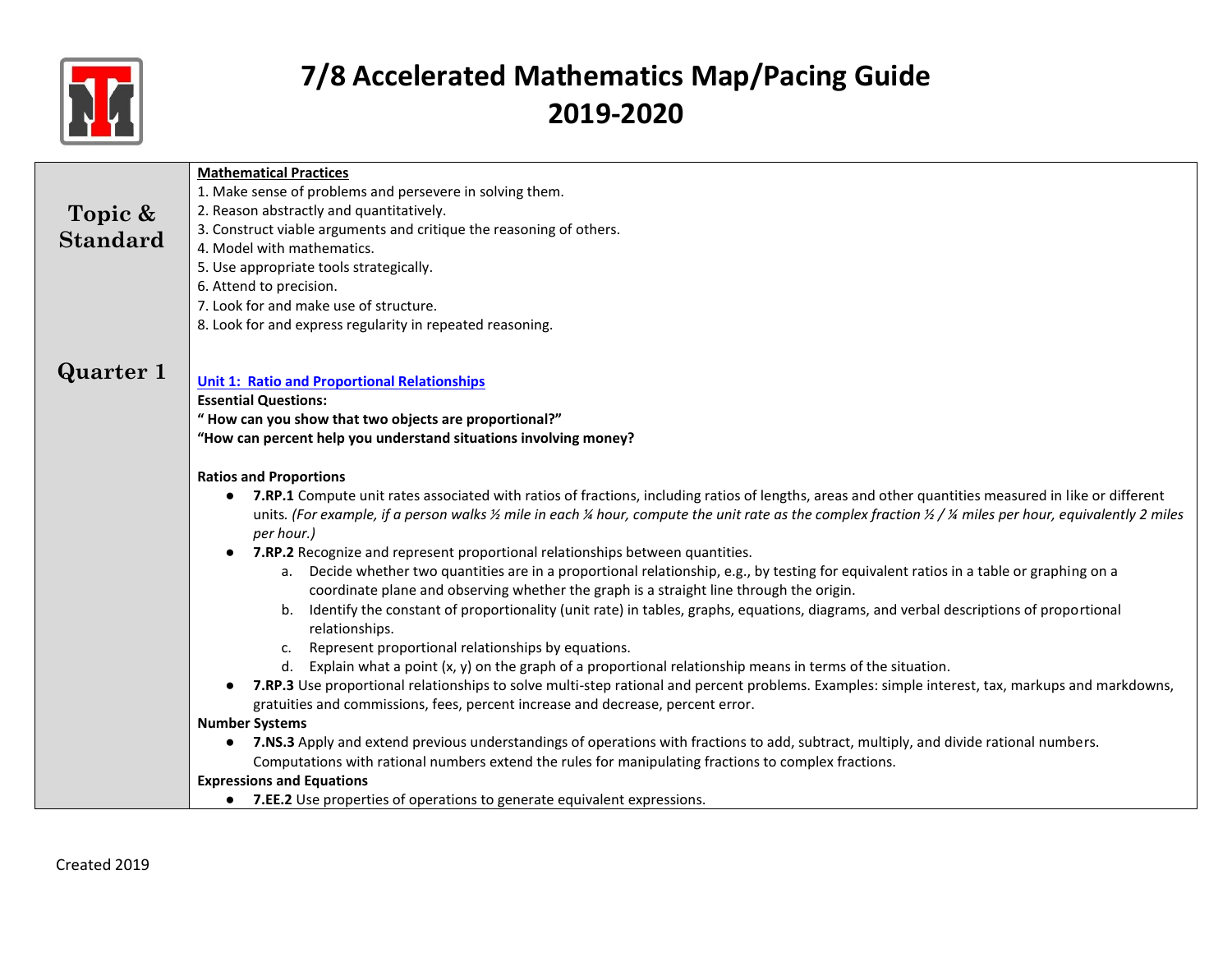# 7/8 Accelerated Mathematics Map/Pacing Guide 2019-2020

| Topic & Standard | |
|---|---|
| | **Mathematical Practices**<br>1. Make sense of problems and persevere in solving them.<br>2. Reason abstractly and quantitatively.<br>3. Construct viable arguments and critique the reasoning of others.<br>4. Model with mathematics.<br>5. Use appropriate tools strategically.<br>6. Attend to precision.<br>7. Look for and make use of structure.<br>8. Look for and express regularity in repeated reasoning. |
| **Quarter 1** | **Unit 1: Ratio and Proportional Relationships**<br>**Essential Questions:**<br>**" How can you show that two objects are proportional?"**<br>**"How can percent help you understand situations involving money?**<br><br>**Ratios and Proportions**<br>● **7.RP.1** Compute unit rates associated with ratios of fractions, including ratios of lengths, areas and other quantities measured in like or different units. *(For example, if a person walks ½ mile in each ¼ hour, compute the unit rate as the complex fraction ½ / ¼ miles per hour, equivalently 2 miles per hour.)*<br>● **7.RP.2** Recognize and represent proportional relationships between quantities.<br>a. Decide whether two quantities are in a proportional relationship, e.g., by testing for equivalent ratios in a table or graphing on a coordinate plane and observing whether the graph is a straight line through the origin.<br>b. Identify the constant of proportionality (unit rate) in tables, graphs, equations, diagrams, and verbal descriptions of proportional relationships.<br>c. Represent proportional relationships by equations.<br>d. Explain what a point (x, y) on the graph of a proportional relationship means in terms of the situation.<br>● **7.RP.3** Use proportional relationships to solve multi-step rational and percent problems. Examples: simple interest, tax, markups and markdowns, gratuities and commissions, fees, percent increase and decrease, percent error.<br>**Number Systems**<br>● **7.NS.3** Apply and extend previous understandings of operations with fractions to add, subtract, multiply, and divide rational numbers. Computations with rational numbers extend the rules for manipulating fractions to complex fractions.<br>**Expressions and Equations**<br>● **7.EE.2** Use properties of operations to generate equivalent expressions. |

Created 2019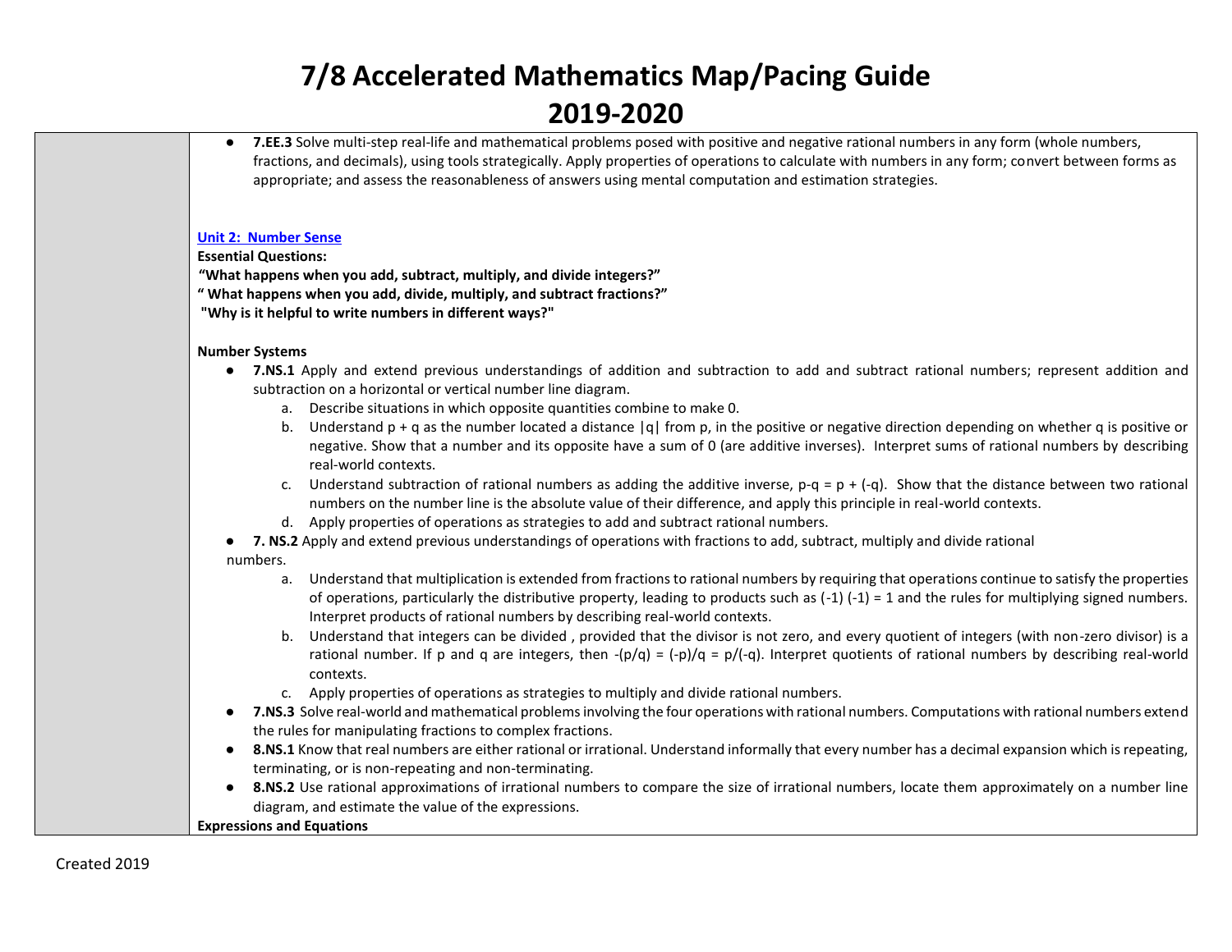- **7.EE.3** Solve multi-step real-life and mathematical problems posed with positive and negative rational numbers in any form (whole numbers, fractions, and decimals), using tools strategically. Apply properties of operations to calculate with numbers in any form; convert between forms as appropriate; and assess the reasonableness of answers using mental computation and estimation strategies.

**Unit 2: Number Sense**

**Essential Questions:**

**"What happens when you add, subtract, multiply, and divide integers?"**

**" What happens when you add, divide, multiply, and subtract fractions?"**

**"Why is it helpful to write numbers in different ways?"**

**Number Systems**

- **7.NS.1** Apply and extend previous understandings of addition and subtraction to add and subtract rational numbers; represent addition and subtraction on a horizontal or vertical number line diagram.
  a. Describe situations in which opposite quantities combine to make 0.
  b. Understand $p + q$ as the number located a distance $|q|$ from p, in the positive or negative direction depending on whether q is positive or negative. Show that a number and its opposite have a sum of 0 (are additive inverses). Interpret sums of rational numbers by describing real-world contexts.
  c. Understand subtraction of rational numbers as adding the additive inverse, $p-q = p + (-q)$. Show that the distance between two rational numbers on the number line is the absolute value of their difference, and apply this principle in real-world contexts.
  d. Apply properties of operations as strategies to add and subtract rational numbers.
- **7. NS.2** Apply and extend previous understandings of operations with fractions to add, subtract, multiply and divide rational numbers.
  a. Understand that multiplication is extended from fractions to rational numbers by requiring that operations continue to satisfy the properties of operations, particularly the distributive property, leading to products such as $(-1)(-1) = 1$ and the rules for multiplying signed numbers. Interpret products of rational numbers by describing real-world contexts.
  b. Understand that integers can be divided , provided that the divisor is not zero, and every quotient of integers (with non-zero divisor) is a rational number. If p and q are integers, then $-(p/q) = (-p)/q = p/(-q)$. Interpret quotients of rational numbers by describing real-world contexts.
  c. Apply properties of operations as strategies to multiply and divide rational numbers.
- **7.NS.3** Solve real-world and mathematical problems involving the four operations with rational numbers. Computations with rational numbers extend the rules for manipulating fractions to complex fractions.
- **8.NS.1** Know that real numbers are either rational or irrational. Understand informally that every number has a decimal expansion which is repeating, terminating, or is non-repeating and non-terminating.
- **8.NS.2** Use rational approximations of irrational numbers to compare the size of irrational numbers, locate them approximately on a number line diagram, and estimate the value of the expressions.

**Expressions and Equations**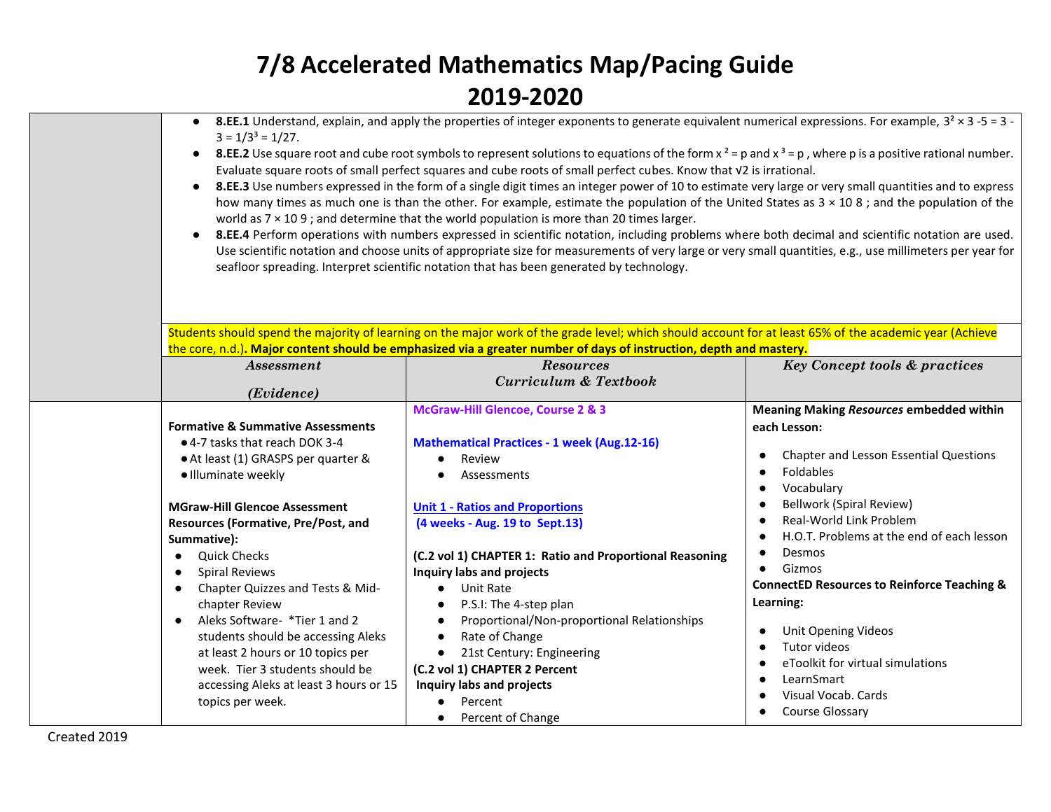# 7/8 Accelerated Mathematics Map/Pacing Guide

# 2019-2020

- **8.EE.1** Understand, explain, and apply the properties of integer exponents to generate equivalent numerical expressions. For example, $3^2 \times 3^{-5} = 3^{-3} = 1/3^3 = 1/27$.
- **8.EE.2** Use square root and cube root symbols to represent solutions to equations of the form $x^2 = p$ and $x^3 = p$, where p is a positive rational number. Evaluate square roots of small perfect squares and cube roots of small perfect cubes. Know that $\sqrt{2}$ is irrational.
- **8.EE.3** Use numbers expressed in the form of a single digit times an integer power of 10 to estimate very large or very small quantities and to express how many times as much one is than the other. For example, estimate the population of the United States as $3 \times 10^8$; and the population of the world as $7 \times 10^9$; and determine that the world population is more than 20 times larger.
- **8.EE.4** Perform operations with numbers expressed in scientific notation, including problems where both decimal and scientific notation are used. Use scientific notation and choose units of appropriate size for measurements of very large or very small quantities, e.g., use millimeters per year for seafloor spreading. Interpret scientific notation that has been generated by technology.

Students should spend the majority of learning on the major work of the grade level; which should account for at least 65% of the academic year (Achieve the core, n.d.). **Major content should be emphasized via a greater number of days of instruction, depth and mastery.**

| *Assessment* *(Evidence)* | *Resources* *Curriculum & Textbook* | *Key Concept tools & practices* |
|---|---|---|
| **Formative & Summative Assessments**<br>• 4-7 tasks that reach DOK 3-4<br>• At least (1) GRASPS per quarter &<br>• Illuminate weekly<br><br>**MGraw-Hill Glencoe Assessment Resources (Formative, Pre/Post, and Summative):**<br>• Quick Checks<br>• Spiral Reviews<br>• Chapter Quizzes and Tests & Mid-chapter Review<br>• Aleks Software- *Tier 1 and 2 students should be accessing Aleks at least 2 hours or 10 topics per week. Tier 3 students should be accessing Aleks at least 3 hours or 15 topics per week. | **McGraw-Hill Glencoe, Course 2 & 3**<br><br>**Mathematical Practices - 1 week (Aug.12-16)**<br>• Review<br>• Assessments<br><br>**Unit 1 - Ratios and Proportions (4 weeks - Aug. 19 to Sept.13)**<br><br>**(C.2 vol 1) CHAPTER 1: Ratio and Proportional Reasoning**<br>**Inquiry labs and projects**<br>• Unit Rate<br>• P.S.I: The 4-step plan<br>• Proportional/Non-proportional Relationships<br>• Rate of Change<br>• 21st Century: Engineering<br>**(C.2 vol 1) CHAPTER 2 Percent**<br>**Inquiry labs and projects**<br>• Percent<br>• Percent of Change | **Meaning Making *Resources* embedded within each Lesson:**<br>• Chapter and Lesson Essential Questions<br>• Foldables<br>• Vocabulary<br>• Bellwork (Spiral Review)<br>• Real-World Link Problem<br>• H.O.T. Problems at the end of each lesson<br>• Desmos<br>• Gizmos<br>**ConnectED Resources to Reinforce Teaching & Learning:**<br>• Unit Opening Videos<br>• Tutor videos<br>• eToolkit for virtual simulations<br>• LearnSmart<br>• Visual Vocab. Cards<br>• Course Glossary |

Created 2019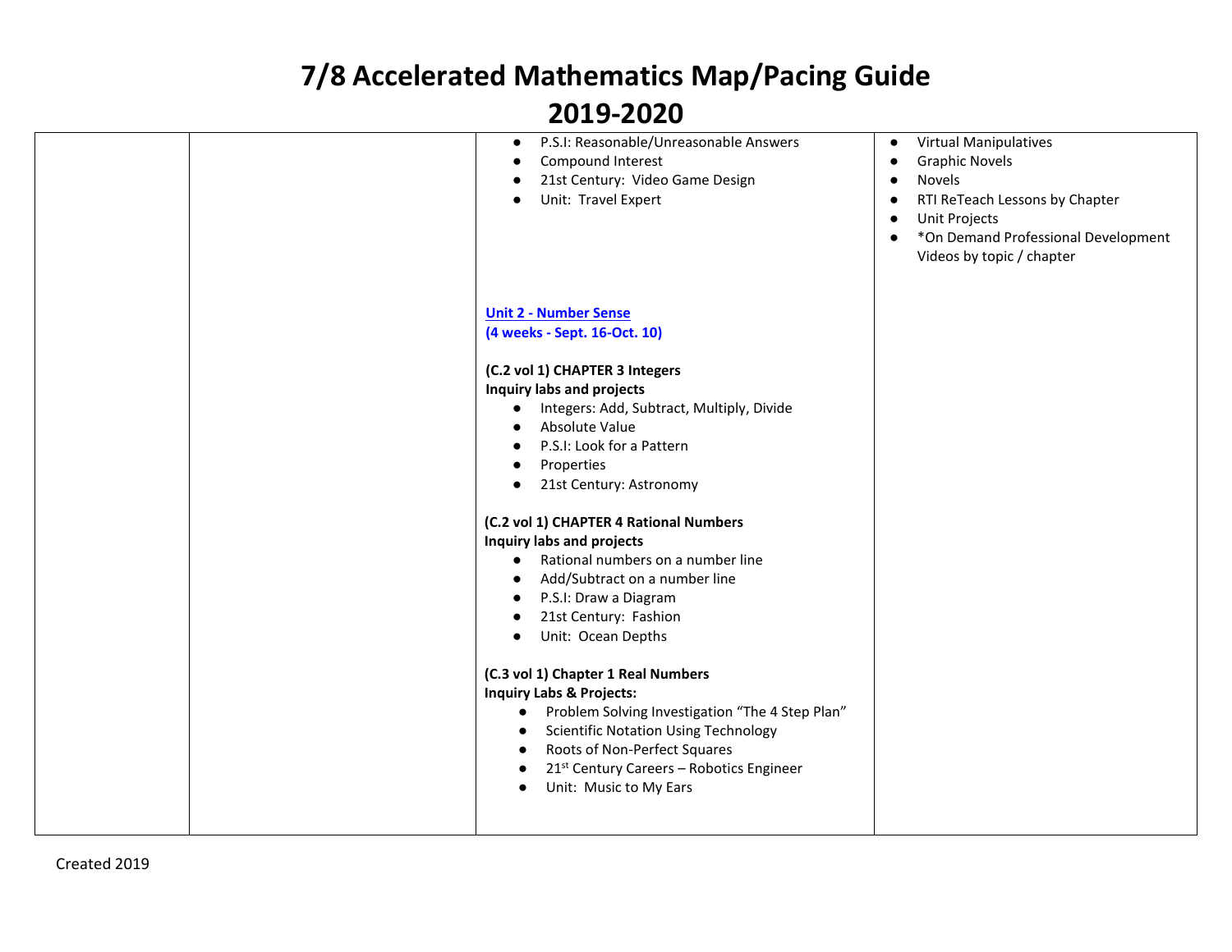# 7/8 Accelerated Mathematics Map/Pacing Guide

# 2019-2020

| | | | |
|---|---|---|---|
| | | • P.S.I: Reasonable/Unreasonable Answers<br>• Compound Interest<br>• 21st Century: Video Game Design<br>• Unit: Travel Expert<br><br>**Unit 2 - Number Sense**<br>**(4 weeks - Sept. 16-Oct. 10)**<br><br>**(C.2 vol 1) CHAPTER 3 Integers**<br>**Inquiry labs and projects**<br>• Integers: Add, Subtract, Multiply, Divide<br>• Absolute Value<br>• P.S.I: Look for a Pattern<br>• Properties<br>• 21st Century: Astronomy<br><br>**(C.2 vol 1) CHAPTER 4 Rational Numbers**<br>**Inquiry labs and projects**<br>• Rational numbers on a number line<br>• Add/Subtract on a number line<br>• P.S.I: Draw a Diagram<br>• 21st Century: Fashion<br>• Unit: Ocean Depths<br><br>**(C.3 vol 1) Chapter 1 Real Numbers**<br>**Inquiry Labs & Projects:**<br>• Problem Solving Investigation "The 4 Step Plan"<br>• Scientific Notation Using Technology<br>• Roots of Non-Perfect Squares<br>• 21st Century Careers – Robotics Engineer<br>• Unit: Music to My Ears | • Virtual Manipulatives<br>• Graphic Novels<br>• Novels<br>• RTI ReTeach Lessons by Chapter<br>• Unit Projects<br>• *On Demand Professional Development Videos by topic / chapter |

Created 2019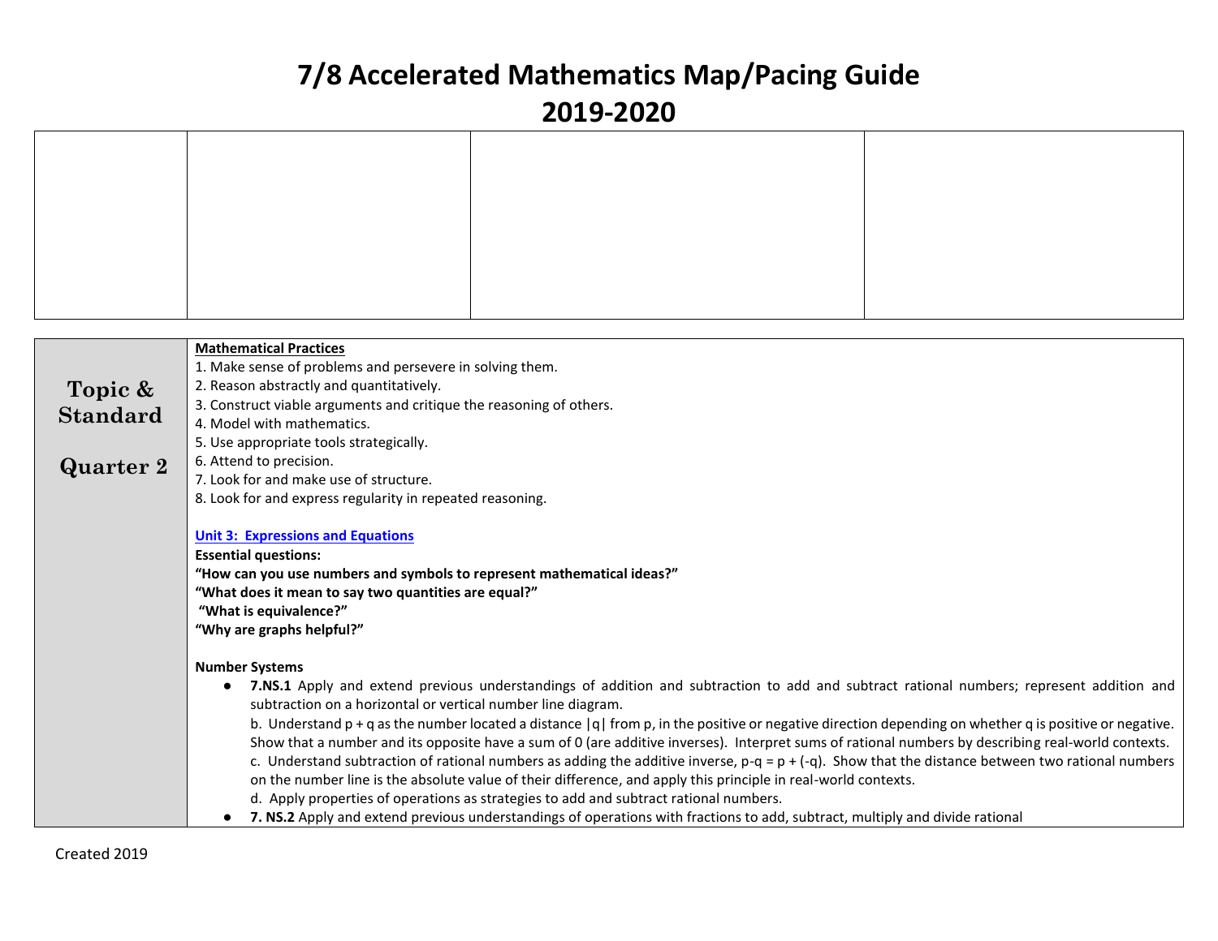# 7/8 Accelerated Mathematics Map/Pacing Guide
# 2019-2020

| | | | |
|---|---|---|---|
| | | | |

| | |
|---|---|
| **Topic & Standard**<br><br>**Quarter 2** | **Mathematical Practices**<br>1. Make sense of problems and persevere in solving them.<br>2. Reason abstractly and quantitatively.<br>3. Construct viable arguments and critique the reasoning of others.<br>4. Model with mathematics.<br>5. Use appropriate tools strategically.<br>6. Attend to precision.<br>7. Look for and make use of structure.<br>8. Look for and express regularity in repeated reasoning.<br><br>**Unit 3: Expressions and Equations**<br>**Essential questions:**<br>**"How can you use numbers and symbols to represent mathematical ideas?"**<br>**"What does it mean to say two quantities are equal?"**<br>**"What is equivalence?"**<br>**"Why are graphs helpful?"**<br><br>**Number Systems**<br>● **7.NS.1** Apply and extend previous understandings of addition and subtraction to add and subtract rational numbers; represent addition and subtraction on a horizontal or vertical number line diagram.<br>b. Understand $p + q$ as the number located a distance $\|q\|$ from $p$, in the positive or negative direction depending on whether $q$ is positive or negative. Show that a number and its opposite have a sum of 0 (are additive inverses). Interpret sums of rational numbers by describing real-world contexts.<br>c. Understand subtraction of rational numbers as adding the additive inverse, $p-q = p + (-q)$. Show that the distance between two rational numbers on the number line is the absolute value of their difference, and apply this principle in real-world contexts.<br>d. Apply properties of operations as strategies to add and subtract rational numbers.<br>● **7. NS.2** Apply and extend previous understandings of operations with fractions to add, subtract, multiply and divide rational |

Created 2019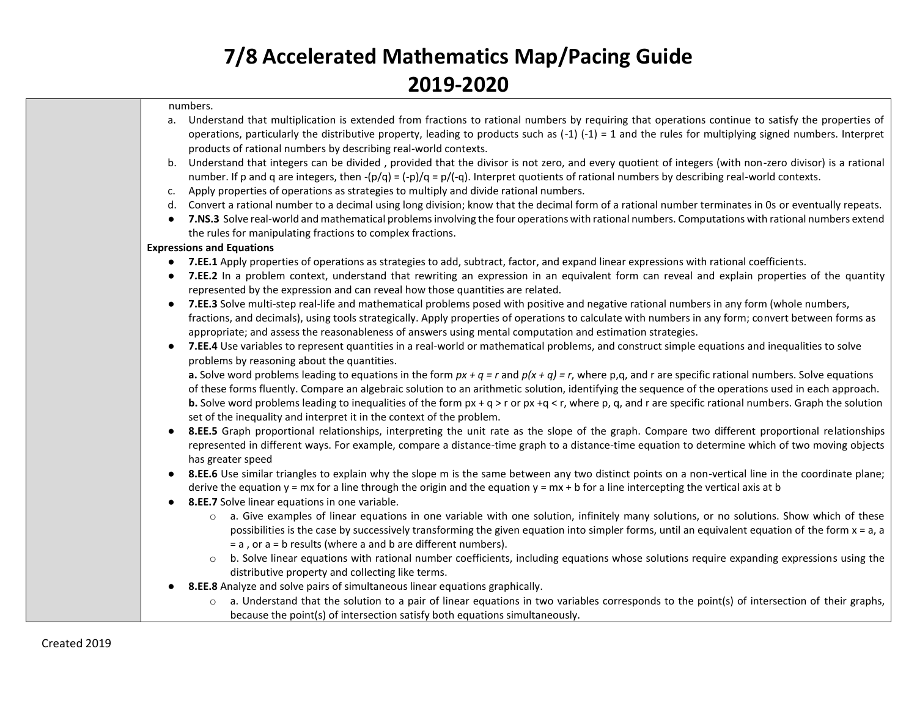# 7/8 Accelerated Mathematics Map/Pacing Guide
# 2019-2020

| | |
|---|---|
| | numbers.<br>a. Understand that multiplication is extended from fractions to rational numbers by requiring that operations continue to satisfy the properties of operations, particularly the distributive property, leading to products such as (-1) (-1) = 1 and the rules for multiplying signed numbers. Interpret products of rational numbers by describing real-world contexts.<br>b. Understand that integers can be divided , provided that the divisor is not zero, and every quotient of integers (with non-zero divisor) is a rational number. If p and q are integers, then $-(p/q) = (-p)/q = p/(-q)$. Interpret quotients of rational numbers by describing real-world contexts.<br>c. Apply properties of operations as strategies to multiply and divide rational numbers.<br>d. Convert a rational number to a decimal using long division; know that the decimal form of a rational number terminates in 0s or eventually repeats.<br>● **7.NS.3** Solve real-world and mathematical problems involving the four operations with rational numbers. Computations with rational numbers extend the rules for manipulating fractions to complex fractions.<br>**Expressions and Equations**<br>● **7.EE.1** Apply properties of operations as strategies to add, subtract, factor, and expand linear expressions with rational coefficients.<br>● **7.EE.2** In a problem context, understand that rewriting an expression in an equivalent form can reveal and explain properties of the quantity represented by the expression and can reveal how those quantities are related.<br>● **7.EE.3** Solve multi-step real-life and mathematical problems posed with positive and negative rational numbers in any form (whole numbers, fractions, and decimals), using tools strategically. Apply properties of operations to calculate with numbers in any form; convert between forms as appropriate; and assess the reasonableness of answers using mental computation and estimation strategies.<br>● **7.EE.4** Use variables to represent quantities in a real-world or mathematical problems, and construct simple equations and inequalities to solve problems by reasoning about the quantities.<br>**a.** Solve word problems leading to equations in the form $px + q = r$ and $p(x + q) = r$, where p,q, and r are specific rational numbers. Solve equations of these forms fluently. Compare an algebraic solution to an arithmetic solution, identifying the sequence of the operations used in each approach.<br>**b.** Solve word problems leading to inequalities of the form $px + q > r$ or $px + q < r$, where p, q, and r are specific rational numbers. Graph the solution set of the inequality and interpret it in the context of the problem.<br>● **8.EE.5** Graph proportional relationships, interpreting the unit rate as the slope of the graph. Compare two different proportional relationships represented in different ways. For example, compare a distance-time graph to a distance-time equation to determine which of two moving objects has greater speed<br>● **8.EE.6** Use similar triangles to explain why the slope m is the same between any two distinct points on a non-vertical line in the coordinate plane; derive the equation $y = mx$ for a line through the origin and the equation $y = mx + b$ for a line intercepting the vertical axis at b<br>● **8.EE.7** Solve linear equations in one variable.<br>○ a. Give examples of linear equations in one variable with one solution, infinitely many solutions, or no solutions. Show which of these possibilities is the case by successively transforming the given equation into simpler forms, until an equivalent equation of the form $x = a$, $a = a$ , or $a = b$ results (where a and b are different numbers).<br>○ b. Solve linear equations with rational number coefficients, including equations whose solutions require expanding expressions using the distributive property and collecting like terms.<br>● **8.EE.8** Analyze and solve pairs of simultaneous linear equations graphically.<br>○ a. Understand that the solution to a pair of linear equations in two variables corresponds to the point(s) of intersection of their graphs, because the point(s) of intersection satisfy both equations simultaneously. |

Created 2019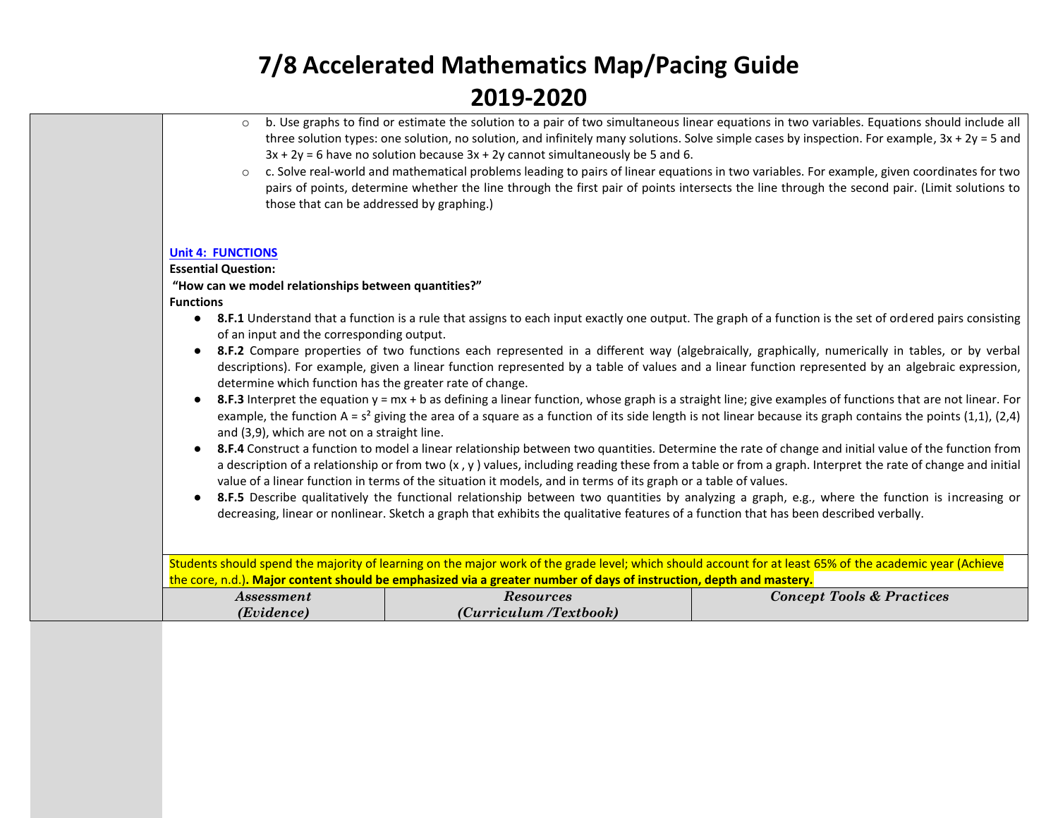# 7/8 Accelerated Mathematics Map/Pacing Guide

# 2019-2020

- b. Use graphs to find or estimate the solution to a pair of two simultaneous linear equations in two variables. Equations should include all three solution types: one solution, no solution, and infinitely many solutions. Solve simple cases by inspection. For example, $3x + 2y = 5$ and $3x + 2y = 6$ have no solution because $3x + 2y$ cannot simultaneously be 5 and 6.
- c. Solve real-world and mathematical problems leading to pairs of linear equations in two variables. For example, given coordinates for two pairs of points, determine whether the line through the first pair of points intersects the line through the second pair. (Limit solutions to those that can be addressed by graphing.)

**Unit 4: FUNCTIONS**

**Essential Question:**

**"How can we model relationships between quantities?"**

**Functions**

- **8.F.1** Understand that a function is a rule that assigns to each input exactly one output. The graph of a function is the set of ordered pairs consisting of an input and the corresponding output.
- **8.F.2** Compare properties of two functions each represented in a different way (algebraically, graphically, numerically in tables, or by verbal descriptions). For example, given a linear function represented by a table of values and a linear function represented by an algebraic expression, determine which function has the greater rate of change.
- **8.F.3** Interpret the equation $y = mx + b$ as defining a linear function, whose graph is a straight line; give examples of functions that are not linear. For example, the function $A = s^2$ giving the area of a square as a function of its side length is not linear because its graph contains the points (1,1), (2,4) and (3,9), which are not on a straight line.
- **8.F.4** Construct a function to model a linear relationship between two quantities. Determine the rate of change and initial value of the function from a description of a relationship or from two (x , y ) values, including reading these from a table or from a graph. Interpret the rate of change and initial value of a linear function in terms of the situation it models, and in terms of its graph or a table of values.
- **8.F.5** Describe qualitatively the functional relationship between two quantities by analyzing a graph, e.g., where the function is increasing or decreasing, linear or nonlinear. Sketch a graph that exhibits the qualitative features of a function that has been described verbally.

Students should spend the majority of learning on the major work of the grade level; which should account for at least 65% of the academic year (Achieve the core, n.d.)**. Major content should be emphasized via a greater number of days of instruction, depth and mastery.**

| *Assessment (Evidence)* | *Resources (Curriculum /Textbook)* | *Concept Tools & Practices* |
|---|---|---|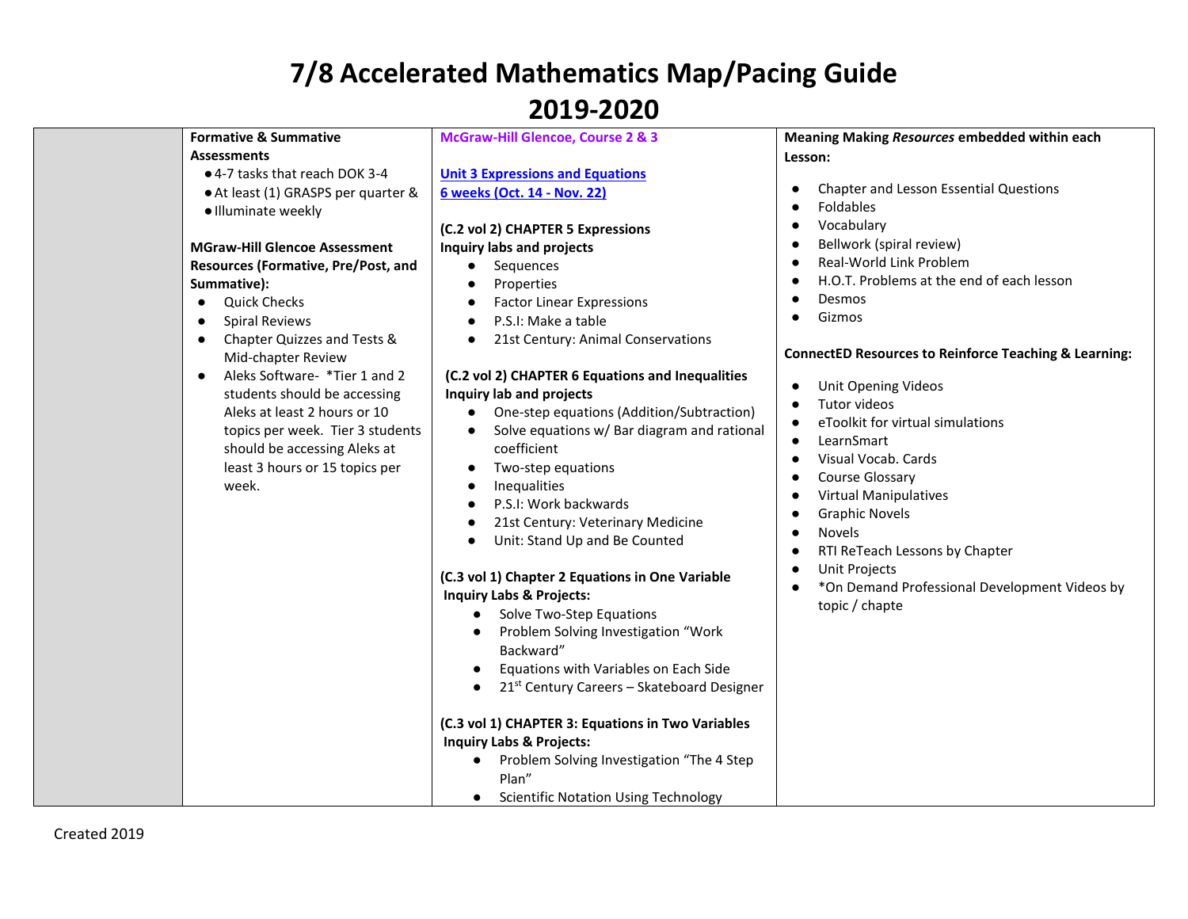# 7/8 Accelerated Mathematics Map/Pacing Guide 2019-2020

| | Formative & Summative Assessments | McGraw-Hill Glencoe, Course 2 & 3 | Meaning Making *Resources* embedded within each Lesson: |
|---|---|---|---|
| | ● 4-7 tasks that reach DOK 3-4<br>● At least (1) GRASPS per quarter &<br>● Illuminate weekly<br><br>**MGraw-Hill Glencoe Assessment Resources (Formative, Pre/Post, and Summative):**<br>● Quick Checks<br>● Spiral Reviews<br>● Chapter Quizzes and Tests & Mid-chapter Review<br>● Aleks Software- *Tier 1 and 2 students should be accessing Aleks at least 2 hours or 10 topics per week. Tier 3 students should be accessing Aleks at least 3 hours or 15 topics per week. | **Unit 3 Expressions and Equations**<br>**6 weeks (Oct. 14 - Nov. 22)**<br><br>**(C.2 vol 2) CHAPTER 5 Expressions**<br>**Inquiry labs and projects**<br>● Sequences<br>● Properties<br>● Factor Linear Expressions<br>● P.S.I: Make a table<br>● 21st Century: Animal Conservations<br><br>**(C.2 vol 2) CHAPTER 6 Equations and Inequalities**<br>**Inquiry lab and projects**<br>● One-step equations (Addition/Subtraction)<br>● Solve equations w/ Bar diagram and rational coefficient<br>● Two-step equations<br>● Inequalities<br>● P.S.I: Work backwards<br>● 21st Century: Veterinary Medicine<br>● Unit: Stand Up and Be Counted<br><br>**(C.3 vol 1) Chapter 2 Equations in One Variable**<br>**Inquiry Labs & Projects:**<br>● Solve Two-Step Equations<br>● Problem Solving Investigation "Work Backward"<br>● Equations with Variables on Each Side<br>● 21st Century Careers – Skateboard Designer<br><br>**(C.3 vol 1) CHAPTER 3: Equations in Two Variables**<br>**Inquiry Labs & Projects:**<br>● Problem Solving Investigation "The 4 Step Plan"<br>● Scientific Notation Using Technology | ● Chapter and Lesson Essential Questions<br>● Foldables<br>● Vocabulary<br>● Bellwork (spiral review)<br>● Real-World Link Problem<br>● H.O.T. Problems at the end of each lesson<br>● Desmos<br>● Gizmos<br><br>**ConnectED Resources to Reinforce Teaching & Learning:**<br>● Unit Opening Videos<br>● Tutor videos<br>● eToolkit for virtual simulations<br>● LearnSmart<br>● Visual Vocab. Cards<br>● Course Glossary<br>● Virtual Manipulatives<br>● Graphic Novels<br>● Novels<br>● RTI ReTeach Lessons by Chapter<br>● Unit Projects<br>● *On Demand Professional Development Videos by topic / chapte |

Created 2019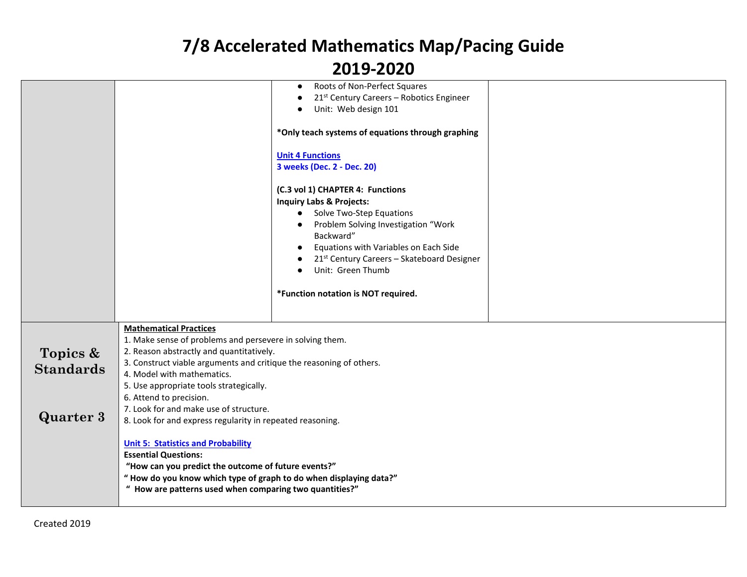# 7/8 Accelerated Mathematics Map/Pacing Guide
# 2019-2020

| | | | |
|---|---|---|---|
| | | ● Roots of Non-Perfect Squares<br>● 21st Century Careers – Robotics Engineer<br>● Unit: Web design 101<br><br>**\*Only teach systems of equations through graphing**<br><br>**Unit 4 Functions**<br>**3 weeks (Dec. 2 - Dec. 20)**<br><br>**(C.3 vol 1) CHAPTER 4: Functions**<br>**Inquiry Labs & Projects:**<br>● Solve Two-Step Equations<br>● Problem Solving Investigation "Work Backward"<br>● Equations with Variables on Each Side<br>● 21st Century Careers – Skateboard Designer<br>● Unit: Green Thumb<br><br>**\*Function notation is NOT required.** | |
| **Topics & Standards**<br><br>**Quarter 3** | **Mathematical Practices**<br>1. Make sense of problems and persevere in solving them.<br>2. Reason abstractly and quantitatively.<br>3. Construct viable arguments and critique the reasoning of others.<br>4. Model with mathematics.<br>5. Use appropriate tools strategically.<br>6. Attend to precision.<br>7. Look for and make use of structure.<br>8. Look for and express regularity in repeated reasoning.<br><br>**Unit 5: Statistics and Probability**<br>**Essential Questions:**<br>**"How can you predict the outcome of future events?"**<br>**" How do you know which type of graph to do when displaying data?"**<br>**" How are patterns used when comparing two quantities?"** | | |

Created 2019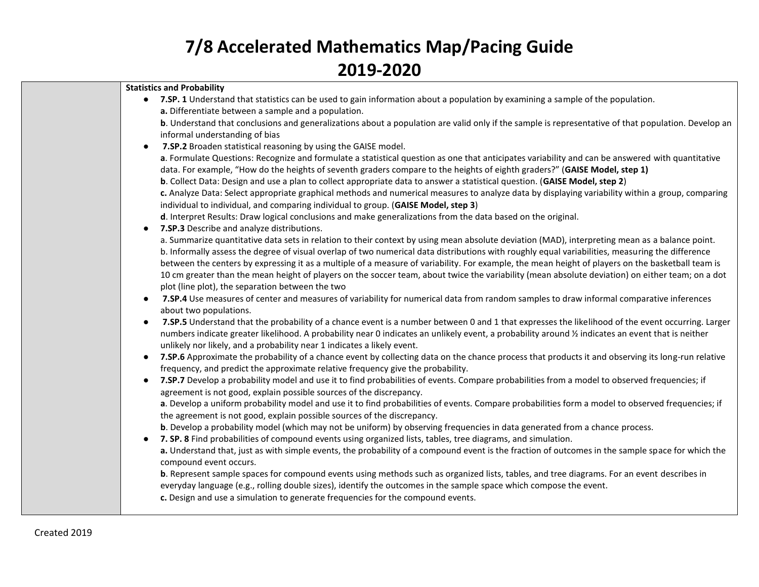# 7/8 Accelerated Mathematics Map/Pacing Guide
# 2019-2020

| | |
|---|---|
| | **Statistics and Probability**<br>● **7.SP. 1** Understand that statistics can be used to gain information about a population by examining a sample of the population.<br>**a.** Differentiate between a sample and a population.<br>**b**. Understand that conclusions and generalizations about a population are valid only if the sample is representative of that population. Develop an informal understanding of bias<br>● **7.SP.2** Broaden statistical reasoning by using the GAISE model.<br>**a**. Formulate Questions: Recognize and formulate a statistical question as one that anticipates variability and can be answered with quantitative data. For example, "How do the heights of seventh graders compare to the heights of eighth graders?" (**GAISE Model, step 1)**<br>**b**. Collect Data: Design and use a plan to collect appropriate data to answer a statistical question. (**GAISE Model, step 2**)<br>**c.** Analyze Data: Select appropriate graphical methods and numerical measures to analyze data by displaying variability within a group, comparing individual to individual, and comparing individual to group. (**GAISE Model, step 3**)<br>**d**. Interpret Results: Draw logical conclusions and make generalizations from the data based on the original.<br>● **7.SP.3** Describe and analyze distributions.<br>a. Summarize quantitative data sets in relation to their context by using mean absolute deviation (MAD), interpreting mean as a balance point.<br>b. Informally assess the degree of visual overlap of two numerical data distributions with roughly equal variabilities, measuring the difference between the centers by expressing it as a multiple of a measure of variability. For example, the mean height of players on the basketball team is 10 cm greater than the mean height of players on the soccer team, about twice the variability (mean absolute deviation) on either team; on a dot plot (line plot), the separation between the two<br>● **7.SP.4** Use measures of center and measures of variability for numerical data from random samples to draw informal comparative inferences about two populations.<br>● **7.SP.5** Understand that the probability of a chance event is a number between 0 and 1 that expresses the likelihood of the event occurring. Larger numbers indicate greater likelihood. A probability near 0 indicates an unlikely event, a probability around ½ indicates an event that is neither unlikely nor likely, and a probability near 1 indicates a likely event.<br>● **7.SP.6** Approximate the probability of a chance event by collecting data on the chance process that products it and observing its long-run relative frequency, and predict the approximate relative frequency give the probability.<br>● **7.SP.7** Develop a probability model and use it to find probabilities of events. Compare probabilities from a model to observed frequencies; if agreement is not good, explain possible sources of the discrepancy.<br>**a**. Develop a uniform probability model and use it to find probabilities of events. Compare probabilities form a model to observed frequencies; if the agreement is not good, explain possible sources of the discrepancy.<br>**b**. Develop a probability model (which may not be uniform) by observing frequencies in data generated from a chance process.<br>● **7. SP. 8** Find probabilities of compound events using organized lists, tables, tree diagrams, and simulation.<br>**a.** Understand that, just as with simple events, the probability of a compound event is the fraction of outcomes in the sample space for which the compound event occurs.<br>**b**. Represent sample spaces for compound events using methods such as organized lists, tables, and tree diagrams. For an event describes in everyday language (e.g., rolling double sizes), identify the outcomes in the sample space which compose the event.<br>**c.** Design and use a simulation to generate frequencies for the compound events. |

Created 2019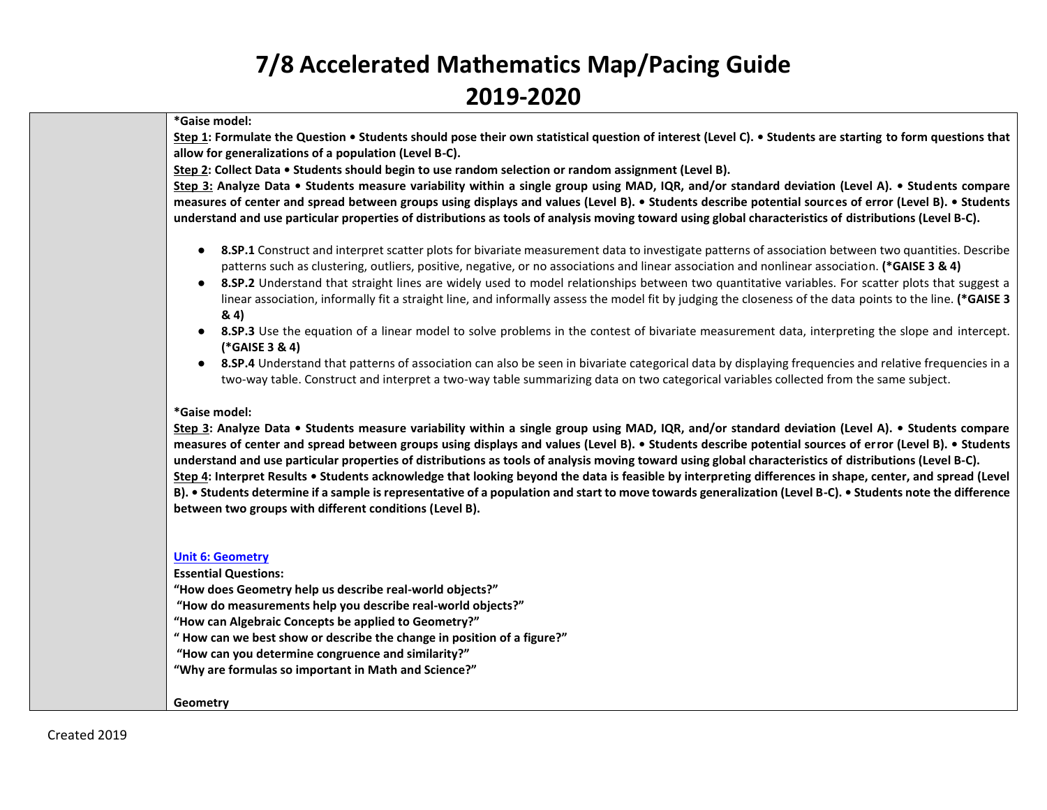# 7/8 Accelerated Mathematics Map/Pacing Guide
# 2019-2020

**\*Gaise model:**

**Step 1: Formulate the Question • Students should pose their own statistical question of interest (Level C). • Students are starting to form questions that allow for generalizations of a population (Level B-C).**

**Step 2: Collect Data • Students should begin to use random selection or random assignment (Level B).**

**Step 3: Analyze Data • Students measure variability within a single group using MAD, IQR, and/or standard deviation (Level A). • Students compare measures of center and spread between groups using displays and values (Level B). • Students describe potential sources of error (Level B). • Students understand and use particular properties of distributions as tools of analysis moving toward using global characteristics of distributions (Level B-C).**

- **8.SP.1** Construct and interpret scatter plots for bivariate measurement data to investigate patterns of association between two quantities. Describe patterns such as clustering, outliers, positive, negative, or no associations and linear association and nonlinear association. **(\*GAISE 3 & 4)**
- **8.SP.2** Understand that straight lines are widely used to model relationships between two quantitative variables. For scatter plots that suggest a linear association, informally fit a straight line, and informally assess the model fit by judging the closeness of the data points to the line. **(\*GAISE 3 & 4)**
- **8.SP.3** Use the equation of a linear model to solve problems in the contest of bivariate measurement data, interpreting the slope and intercept. **(\*GAISE 3 & 4)**
- **8.SP.4** Understand that patterns of association can also be seen in bivariate categorical data by displaying frequencies and relative frequencies in a two-way table. Construct and interpret a two-way table summarizing data on two categorical variables collected from the same subject.

**\*Gaise model:**

**Step 3: Analyze Data • Students measure variability within a single group using MAD, IQR, and/or standard deviation (Level A). • Students compare measures of center and spread between groups using displays and values (Level B). • Students describe potential sources of error (Level B). • Students understand and use particular properties of distributions as tools of analysis moving toward using global characteristics of distributions (Level B-C).**

**Step 4: Interpret Results • Students acknowledge that looking beyond the data is feasible by interpreting differences in shape, center, and spread (Level B). • Students determine if a sample is representative of a population and start to move towards generalization (Level B-C). • Students note the difference between two groups with different conditions (Level B).**

**Unit 6: Geometry**

**Essential Questions:**

**"How does Geometry help us describe real-world objects?"**

**"How do measurements help you describe real-world objects?"**

**"How can Algebraic Concepts be applied to Geometry?"**

**" How can we best show or describe the change in position of a figure?"**

**"How can you determine congruence and similarity?"**

**"Why are formulas so important in Math and Science?"**

**Geometry**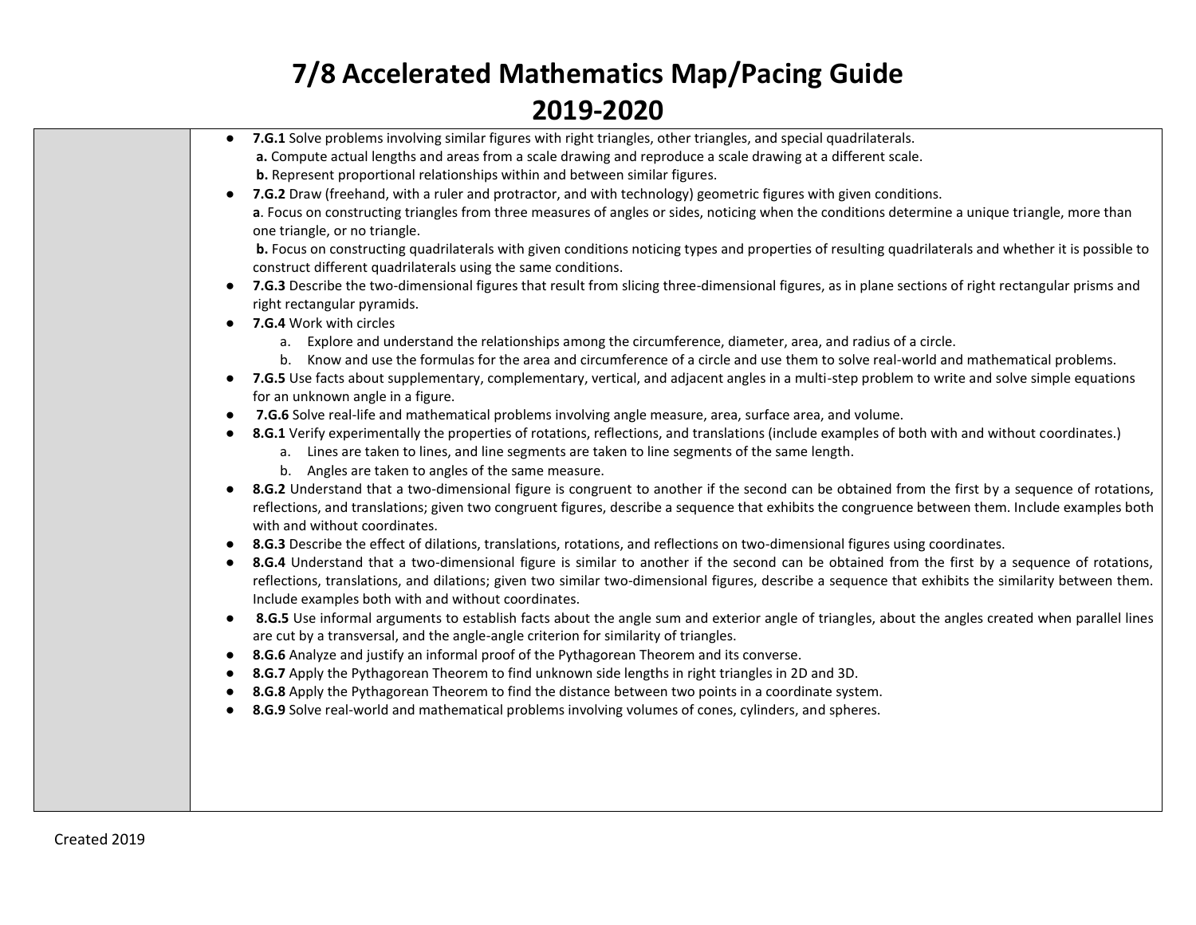# 7/8 Accelerated Mathematics Map/Pacing Guide 2019-2020

| | |
|---|---|
| | ● **7.G.1** Solve problems involving similar figures with right triangles, other triangles, and special quadrilaterals.<br>**a.** Compute actual lengths and areas from a scale drawing and reproduce a scale drawing at a different scale.<br>**b.** Represent proportional relationships within and between similar figures.<br>● **7.G.2** Draw (freehand, with a ruler and protractor, and with technology) geometric figures with given conditions.<br>**a**. Focus on constructing triangles from three measures of angles or sides, noticing when the conditions determine a unique triangle, more than one triangle, or no triangle.<br>**b.** Focus on constructing quadrilaterals with given conditions noticing types and properties of resulting quadrilaterals and whether it is possible to construct different quadrilaterals using the same conditions.<br>● **7.G.3** Describe the two-dimensional figures that result from slicing three-dimensional figures, as in plane sections of right rectangular prisms and right rectangular pyramids.<br>● **7.G.4** Work with circles<br>a. Explore and understand the relationships among the circumference, diameter, area, and radius of a circle.<br>b. Know and use the formulas for the area and circumference of a circle and use them to solve real-world and mathematical problems.<br>● **7.G.5** Use facts about supplementary, complementary, vertical, and adjacent angles in a multi-step problem to write and solve simple equations for an unknown angle in a figure.<br>● **7.G.6** Solve real-life and mathematical problems involving angle measure, area, surface area, and volume.<br>● **8.G.1** Verify experimentally the properties of rotations, reflections, and translations (include examples of both with and without coordinates.)<br>a. Lines are taken to lines, and line segments are taken to line segments of the same length.<br>b. Angles are taken to angles of the same measure.<br>● **8.G.2** Understand that a two-dimensional figure is congruent to another if the second can be obtained from the first by a sequence of rotations, reflections, and translations; given two congruent figures, describe a sequence that exhibits the congruence between them. Include examples both with and without coordinates.<br>● **8.G.3** Describe the effect of dilations, translations, rotations, and reflections on two-dimensional figures using coordinates.<br>● **8.G.4** Understand that a two-dimensional figure is similar to another if the second can be obtained from the first by a sequence of rotations, reflections, translations, and dilations; given two similar two-dimensional figures, describe a sequence that exhibits the similarity between them. Include examples both with and without coordinates.<br>● **8.G.5** Use informal arguments to establish facts about the angle sum and exterior angle of triangles, about the angles created when parallel lines are cut by a transversal, and the angle-angle criterion for similarity of triangles.<br>● **8.G.6** Analyze and justify an informal proof of the Pythagorean Theorem and its converse.<br>● **8.G.7** Apply the Pythagorean Theorem to find unknown side lengths in right triangles in 2D and 3D.<br>● **8.G.8** Apply the Pythagorean Theorem to find the distance between two points in a coordinate system.<br>● **8.G.9** Solve real-world and mathematical problems involving volumes of cones, cylinders, and spheres. |

Created 2019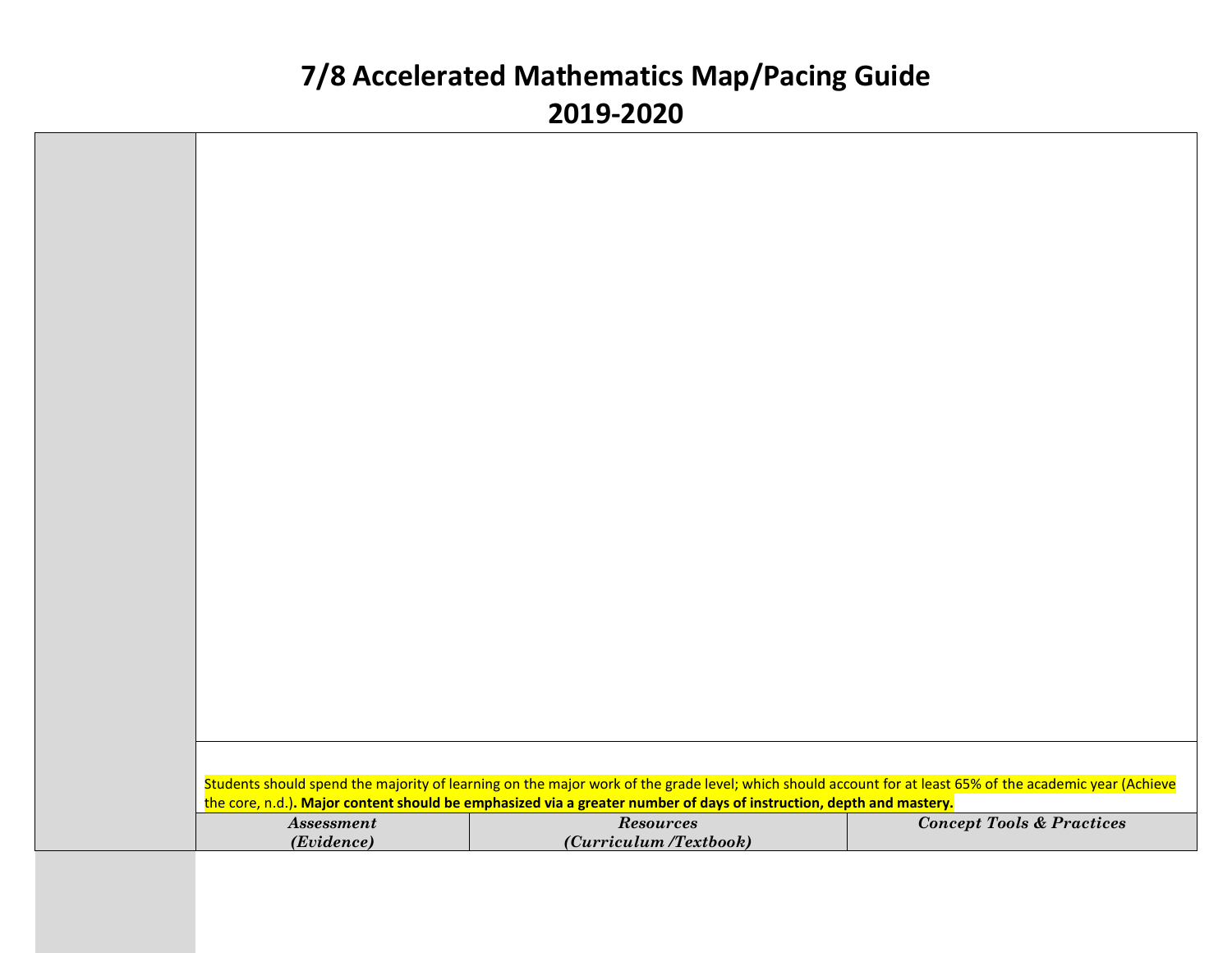# 7/8 Accelerated Mathematics Map/Pacing Guide
## 2019-2020

Students should spend the majority of learning on the major work of the grade level; which should account for at least 65% of the academic year (Achieve the core, n.d.). **Major content should be emphasized via a greater number of days of instruction, depth and mastery.**

| *Assessment (Evidence)* | *Resources (Curriculum/Textbook)* | *Concept Tools & Practices* |
|---|---|---|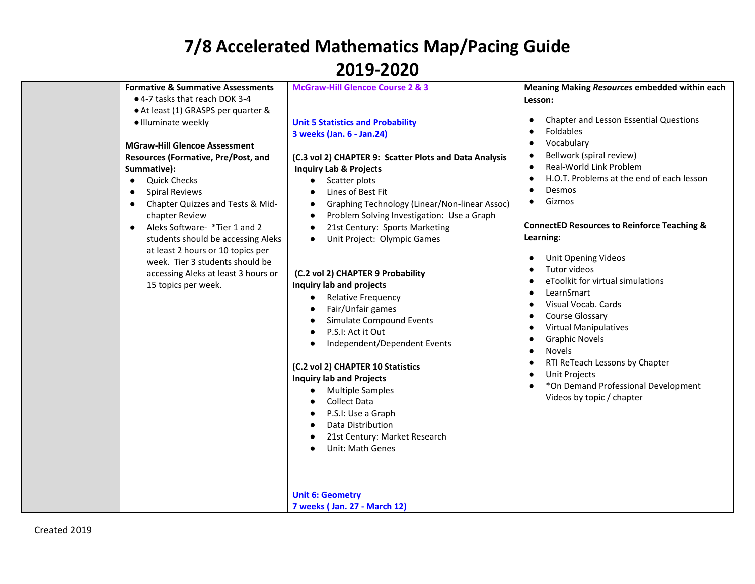# 7/8 Accelerated Mathematics Map/Pacing Guide
# 2019-2020

| | | | |
|---|---|---|---|
| | **Formative & Summative Assessments**<br>• 4-7 tasks that reach DOK 3-4<br>• At least (1) GRASPS per quarter &<br>• Illuminate weekly<br><br>**MGraw-Hill Glencoe Assessment Resources (Formative, Pre/Post, and Summative):**<br>• Quick Checks<br>• Spiral Reviews<br>• Chapter Quizzes and Tests & Mid-chapter Review<br>• Aleks Software- *Tier 1 and 2 students should be accessing Aleks at least 2 hours or 10 topics per week. Tier 3 students should be accessing Aleks at least 3 hours or 15 topics per week. | **McGraw-Hill Glencoe Course 2 & 3**<br><br>**Unit 5 Statistics and Probability**<br>**3 weeks (Jan. 6 - Jan.24)**<br><br>**(C.3 vol 2) CHAPTER 9: Scatter Plots and Data Analysis**<br>**Inquiry Lab & Projects**<br>• Scatter plots<br>• Lines of Best Fit<br>• Graphing Technology (Linear/Non-linear Assoc)<br>• Problem Solving Investigation: Use a Graph<br>• 21st Century: Sports Marketing<br>• Unit Project: Olympic Games<br><br>**(C.2 vol 2) CHAPTER 9 Probability**<br>**Inquiry lab and projects**<br>• Relative Frequency<br>• Fair/Unfair games<br>• Simulate Compound Events<br>• P.S.I: Act it Out<br>• Independent/Dependent Events<br><br>**(C.2 vol 2) CHAPTER 10 Statistics**<br>**Inquiry lab and Projects**<br>• Multiple Samples<br>• Collect Data<br>• P.S.I: Use a Graph<br>• Data Distribution<br>• 21st Century: Market Research<br>• Unit: Math Genes<br><br>**Unit 6: Geometry**<br>**7 weeks ( Jan. 27 - March 12)** | **Meaning Making *Resources* embedded within each Lesson:**<br>• Chapter and Lesson Essential Questions<br>• Foldables<br>• Vocabulary<br>• Bellwork (spiral review)<br>• Real-World Link Problem<br>• H.O.T. Problems at the end of each lesson<br>• Desmos<br>• Gizmos<br><br>**ConnectED Resources to Reinforce Teaching & Learning:**<br>• Unit Opening Videos<br>• Tutor videos<br>• eToolkit for virtual simulations<br>• LearnSmart<br>• Visual Vocab. Cards<br>• Course Glossary<br>• Virtual Manipulatives<br>• Graphic Novels<br>• Novels<br>• RTI ReTeach Lessons by Chapter<br>• Unit Projects<br>• *On Demand Professional Development Videos by topic / chapter |

Created 2019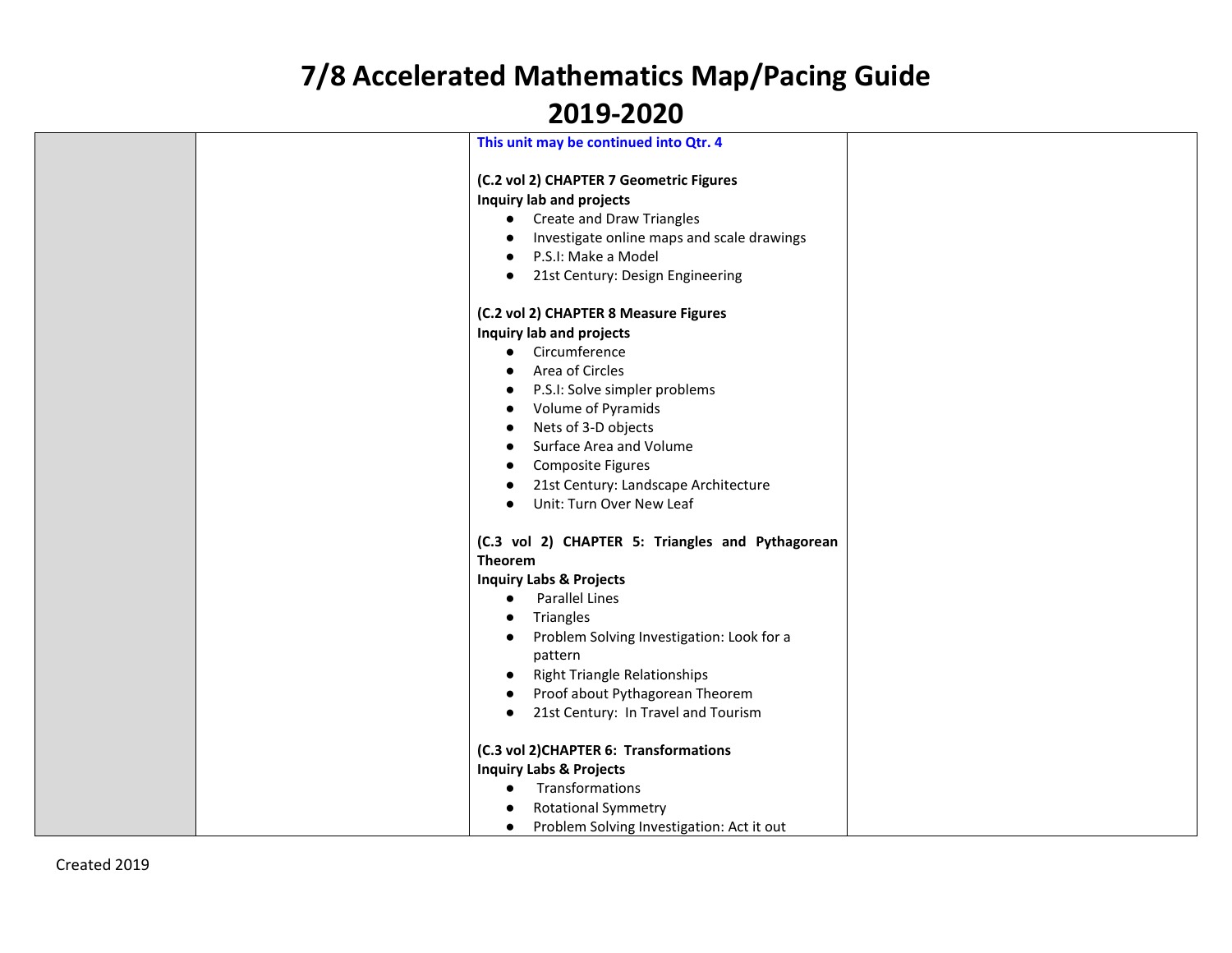# 7/8 Accelerated Mathematics Map/Pacing Guide
# 2019-2020

| | | | |
|---|---|---|---|
| | | **This unit may be continued into Qtr. 4**<br><br>**(C.2 vol 2) CHAPTER 7 Geometric Figures**<br>**Inquiry lab and projects**<br>● Create and Draw Triangles<br>● Investigate online maps and scale drawings<br>● P.S.I: Make a Model<br>● 21st Century: Design Engineering<br><br>**(C.2 vol 2) CHAPTER 8 Measure Figures**<br>**Inquiry lab and projects**<br>● Circumference<br>● Area of Circles<br>● P.S.I: Solve simpler problems<br>● Volume of Pyramids<br>● Nets of 3-D objects<br>● Surface Area and Volume<br>● Composite Figures<br>● 21st Century: Landscape Architecture<br>● Unit: Turn Over New Leaf<br><br>**(C.3 vol 2) CHAPTER 5: Triangles and Pythagorean Theorem**<br>**Inquiry Labs & Projects**<br>● Parallel Lines<br>● Triangles<br>● Problem Solving Investigation: Look for a pattern<br>● Right Triangle Relationships<br>● Proof about Pythagorean Theorem<br>● 21st Century: In Travel and Tourism<br><br>**(C.3 vol 2)CHAPTER 6: Transformations**<br>**Inquiry Labs & Projects**<br>● Transformations<br>● Rotational Symmetry<br>● Problem Solving Investigation: Act it out | |

Created 2019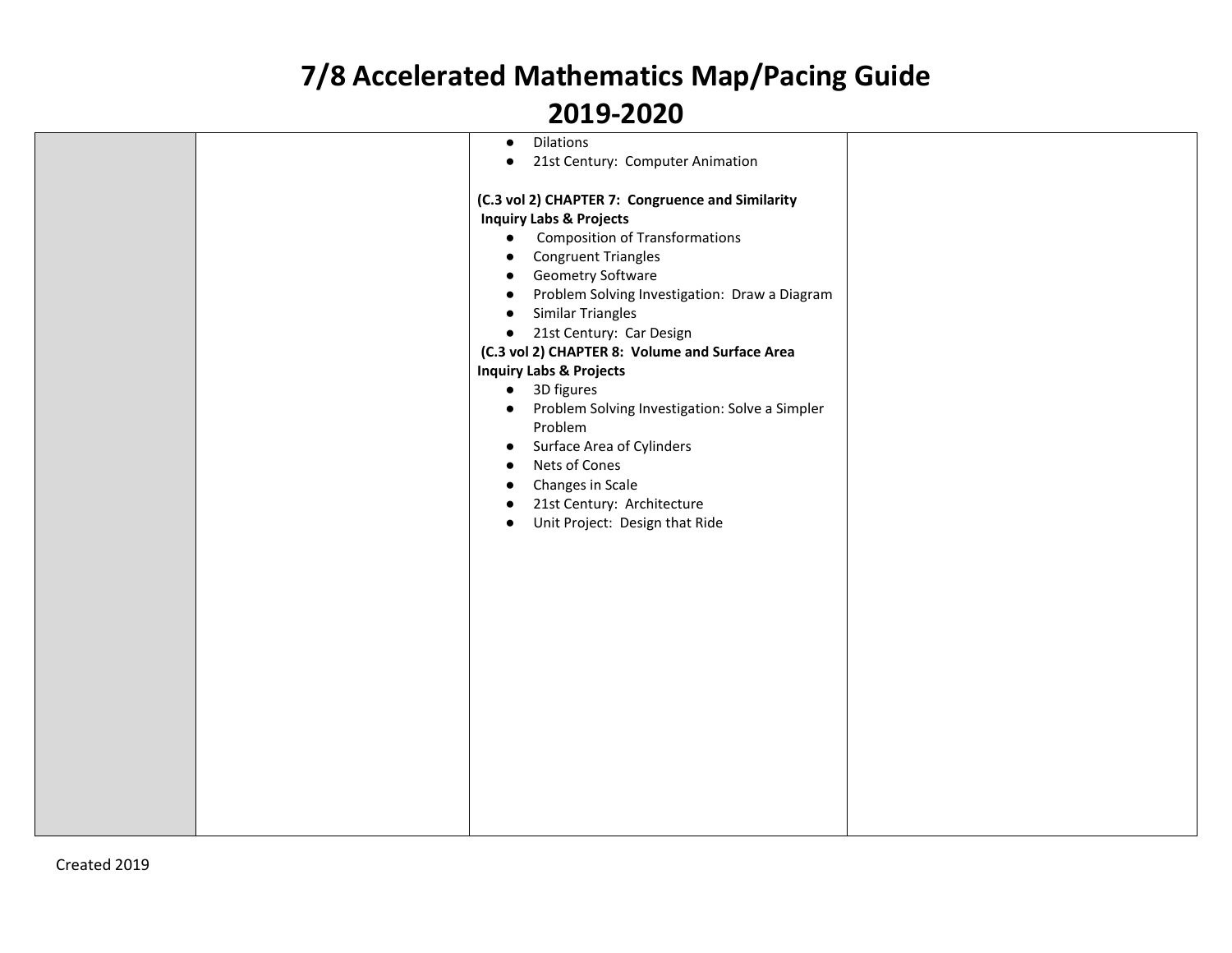# 7/8 Accelerated Mathematics Map/Pacing Guide
# 2019-2020

| | | | |
|---|---|---|---|
| | | ● Dilations<br>● 21st Century: Computer Animation<br><br>**(C.3 vol 2) CHAPTER 7: Congruence and Similarity**<br>**Inquiry Labs & Projects**<br>● Composition of Transformations<br>● Congruent Triangles<br>● Geometry Software<br>● Problem Solving Investigation: Draw a Diagram<br>● Similar Triangles<br>● 21st Century: Car Design<br>**(C.3 vol 2) CHAPTER 8: Volume and Surface Area**<br>**Inquiry Labs & Projects**<br>● 3D figures<br>● Problem Solving Investigation: Solve a Simpler Problem<br>● Surface Area of Cylinders<br>● Nets of Cones<br>● Changes in Scale<br>● 21st Century: Architecture<br>● Unit Project: Design that Ride | |

Created 2019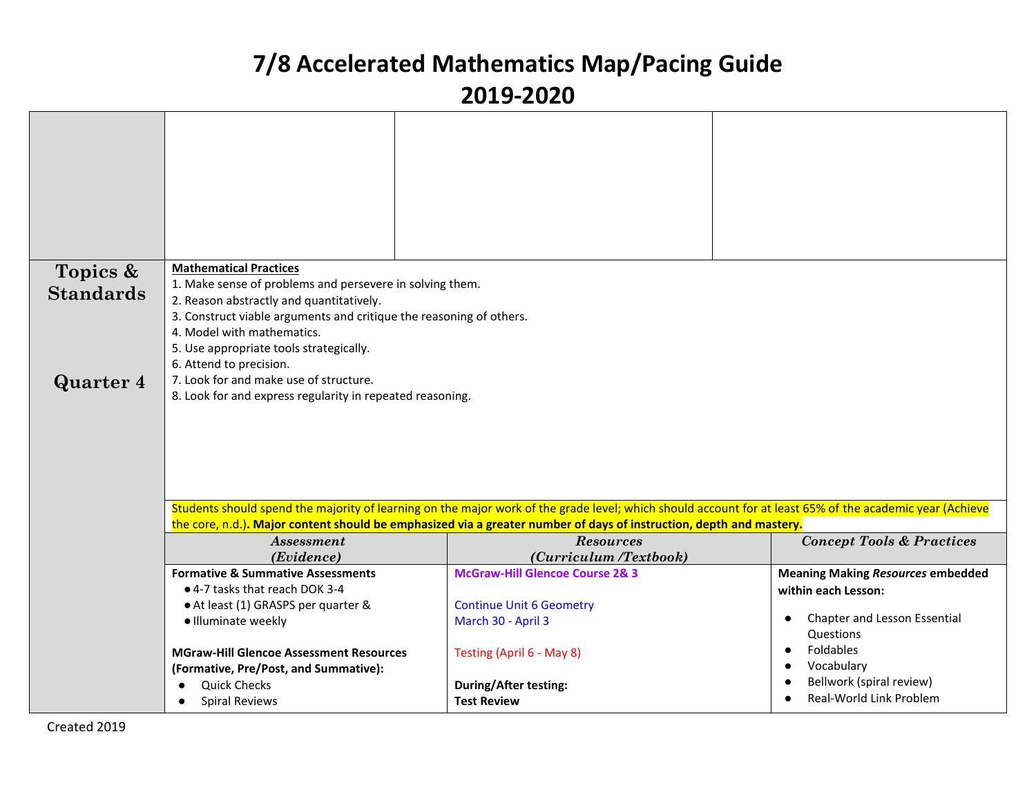# 7/8 Accelerated Mathematics Map/Pacing Guide
# 2019-2020

| | | | |
|---|---|---|---|
| | | | |

**Topics & Standards**

**Quarter 4**

**Mathematical Practices**

1. Make sense of problems and persevere in solving them.
2. Reason abstractly and quantitatively.
3. Construct viable arguments and critique the reasoning of others.
4. Model with mathematics.
5. Use appropriate tools strategically.
6. Attend to precision.
7. Look for and make use of structure.
8. Look for and express regularity in repeated reasoning.

Students should spend the majority of learning on the major work of the grade level; which should account for at least 65% of the academic year (Achieve the core, n.d.). **Major content should be emphasized via a greater number of days of instruction, depth and mastery.**

| *Assessment (Evidence)* | *Resources (Curriculum /Textbook)* | *Concept Tools & Practices* |
|---|---|---|
| **Formative & Summative Assessments**<br>● 4-7 tasks that reach DOK 3-4<br>● At least (1) GRASPS per quarter &<br>● Illuminate weekly<br><br>**MGraw-Hill Glencoe Assessment Resources (Formative, Pre/Post, and Summative):**<br>● Quick Checks<br>● Spiral Reviews | **McGraw-Hill Glencoe Course 2& 3**<br><br>Continue Unit 6 Geometry<br>March 30 - April 3<br><br>Testing (April 6 - May 8)<br><br>**During/After testing:**<br>**Test Review** | **Meaning Making *Resources* embedded within each Lesson:**<br><br>● Chapter and Lesson Essential Questions<br>● Foldables<br>● Vocabulary<br>● Bellwork (spiral review)<br>● Real-World Link Problem |

Created 2019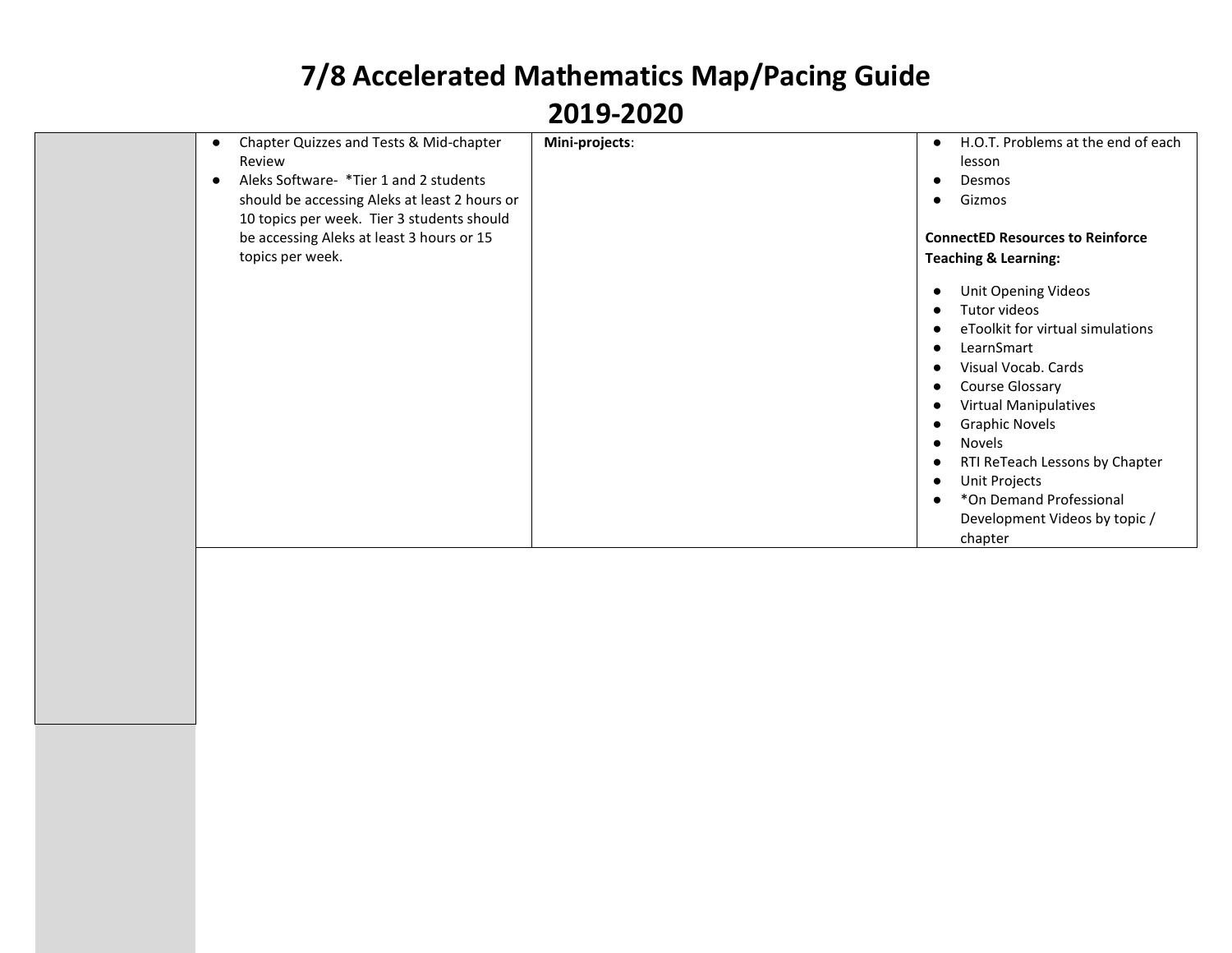# 7/8 Accelerated Mathematics Map/Pacing Guide
# 2019-2020

| | | | |
|---|---|---|---|
| | • Chapter Quizzes and Tests & Mid-chapter Review<br>• Aleks Software- *Tier 1 and 2 students should be accessing Aleks at least 2 hours or 10 topics per week. Tier 3 students should be accessing Aleks at least 3 hours or 15 topics per week. | **Mini-projects**: | • H.O.T. Problems at the end of each lesson<br>• Desmos<br>• Gizmos<br><br>**ConnectED Resources to Reinforce Teaching & Learning:**<br><br>• Unit Opening Videos<br>• Tutor videos<br>• eToolkit for virtual simulations<br>• LearnSmart<br>• Visual Vocab. Cards<br>• Course Glossary<br>• Virtual Manipulatives<br>• Graphic Novels<br>• Novels<br>• RTI ReTeach Lessons by Chapter<br>• Unit Projects<br>• *On Demand Professional Development Videos by topic / chapter |